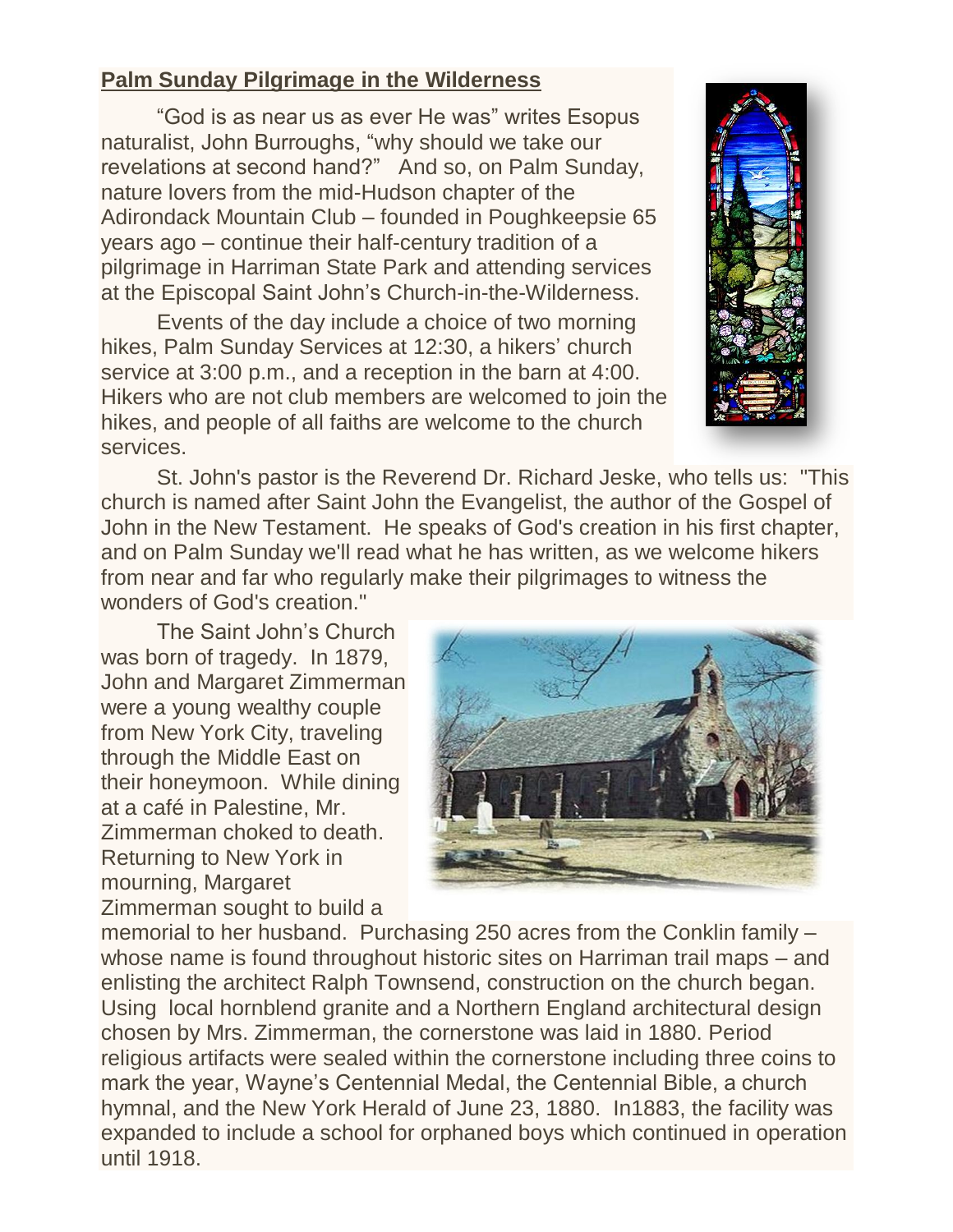## **Palm Sunday Pilgrimage in the Wilderness**

"God is as near us as ever He was" writes Esopus naturalist, John Burroughs, "why should we take our revelations at second hand?" And so, on Palm Sunday, nature lovers from the mid-Hudson chapter of the Adirondack Mountain Club – founded in Poughkeepsie 65 years ago – continue their half-century tradition of a pilgrimage in Harriman State Park and attending services at the Episcopal Saint John's Church-in-the-Wilderness.

Events of the day include a choice of two morning hikes, Palm Sunday Services at 12:30, a hikers' church service at 3:00 p.m., and a reception in the barn at 4:00. Hikers who are not club members are welcomed to join the hikes, and people of all faiths are welcome to the church services.

St. John's pastor is the Reverend Dr. Richard Jeske, who tells us: "This church is named after Saint John the Evangelist, the author of the Gospel of John in the New Testament. He speaks of God's creation in his first chapter, and on Palm Sunday we'll read what he has written, as we welcome hikers from near and far who regularly make their pilgrimages to witness the wonders of God's creation."

The Saint John's Church was born of tragedy. In 1879, John and Margaret Zimmerman were a young wealthy couple from New York City, traveling through the Middle East on their honeymoon. While dining at a café in Palestine, Mr. Zimmerman choked to death. Returning to New York in mourning, Margaret Zimmerman sought to build a memorial to her husband. Purchasing 250 acres from the Conklin family – whose name is found throughout historic sites on Harriman trail maps – and enlisting the architect Ralph Townsend, construction on the church began. Using local hornblend granite and a Northern England architectural design chosen by Mrs. Zimmerman, the cornerstone was laid in 1880. Period religious artifacts were sealed within the cornerstone including three coins to mark the year, Wayne's Centennial Medal, the Centennial Bible, a church hymnal, and the New York Herald of June 23, 1880. In1883, the facility was expanded to include a school for orphaned boys which continued in operation until 1918.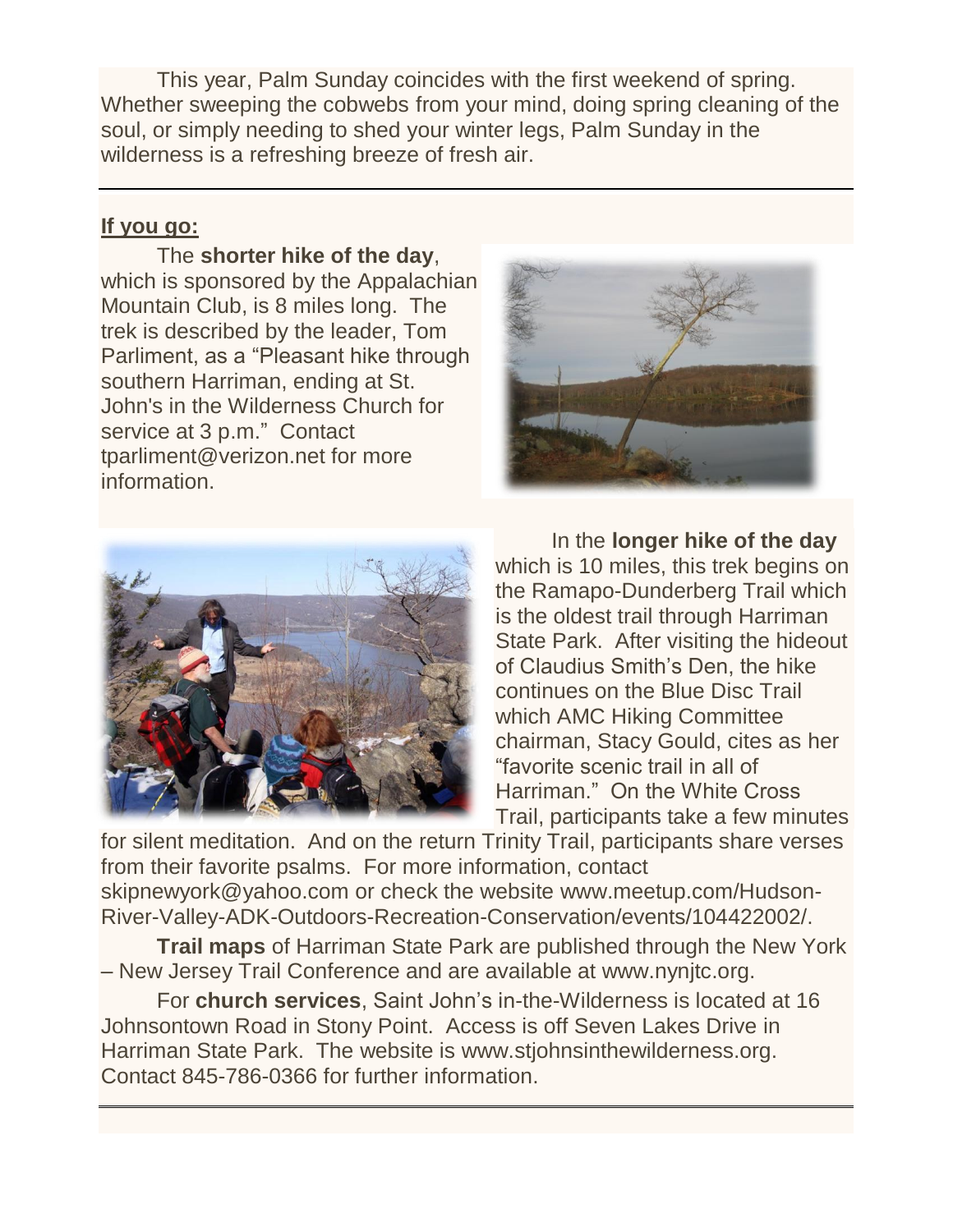This year, Palm Sunday coincides with the first weekend of spring. Whether sweeping the cobwebs from your mind, doing spring cleaning of the soul, or simply needing to shed your winter legs, Palm Sunday in the wilderness is a refreshing breeze of fresh air.

---

**If you go:**

The **shorter hike of the day**, which is sponsored by the Appalachian Mountain Club, is 8 miles long. The trek is described by the leader, Tom Parliment, as a "Pleasant hike through southern Harriman, ending at St. John's in the Wilderness Church for service at 3 p.m." Contact tparliment@verizon.net for more information.

In the **longer hike of the day** which is 10 miles, this trek begins on the Ramapo-Dunderberg Trail which is the oldest trail through Harriman State Park. After visiting the hideout of Claudius Smith's Den, the hike continues on the Blue Disc Trail which AMC Hiking Committee chairman, Stacy Gould, cites as her "favorite scenic trail in all of Harriman." On the White Cross Trail, participants take a few minutes for silent meditation. And on the return Trinity Trail, participants share verses from their favorite psalms. For more information, contact skipnewyork@yahoo.com or check the website www.meetup.com/Hudson-River-Valley-ADK-Outdoors-Recreation-Conservation/events/104422002/.

**Trail maps** of Harriman State Park are published through the New York – New Jersey Trail Conference and are available at www.nynjtc.org.

For **church services**, Saint John's in-the-Wilderness is located at 16 Johnsontown Road in Stony Point. Access is off Seven Lakes Drive in Harriman State Park. The website is www.stjohnsinthewilderness.org. Contact 845-786-0366 for further information.